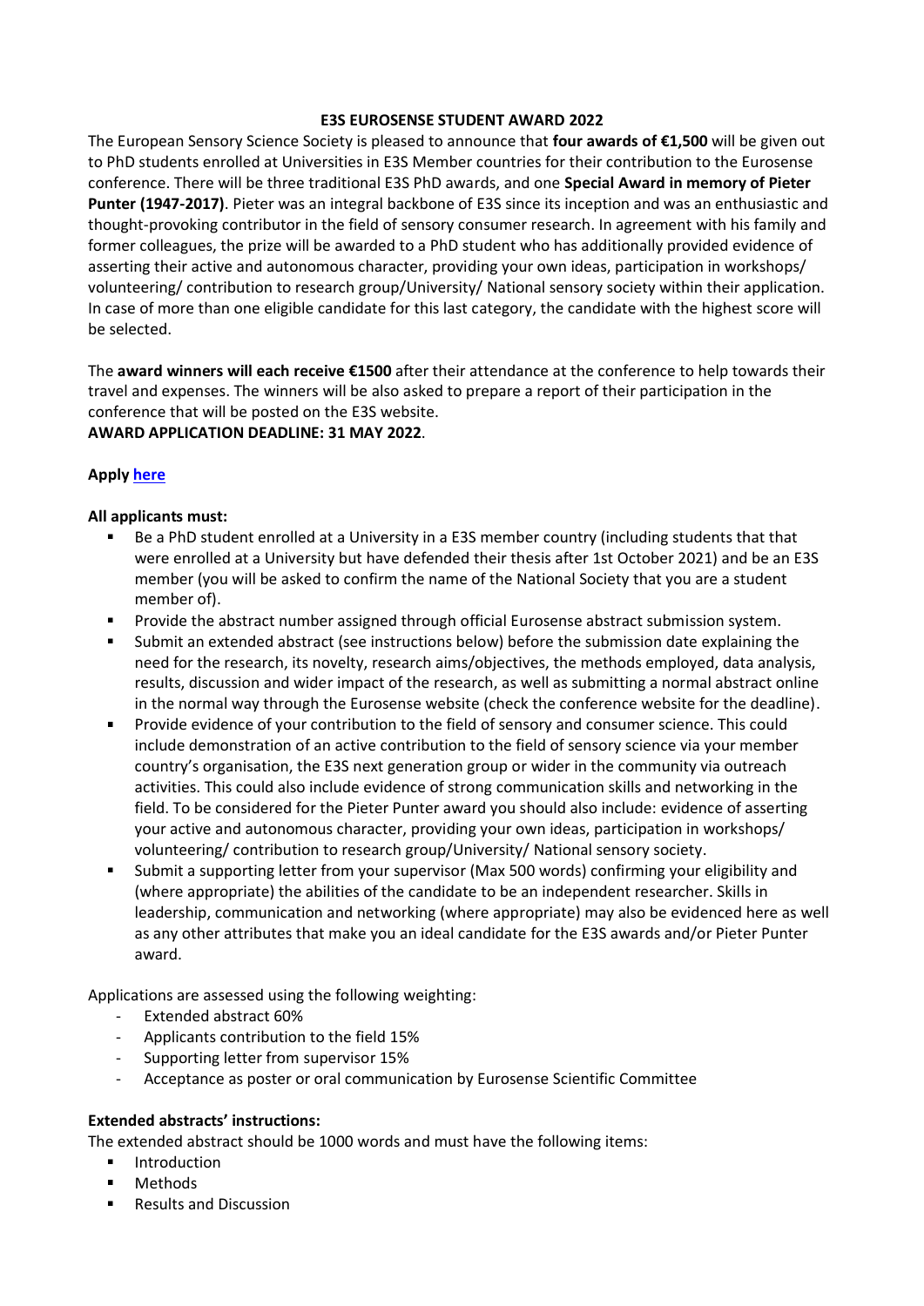# E3S EUROSENSE STUDENT AWARD 2022

The European Sensory Science Society is pleased to announce that **four awards of €1,500** will be given out to PhD students enrolled at Universities in E3S Member countries for their contribution to the Eurosense conference. There will be three traditional E3S PhD awards, and one **Special Award in memory of Pieter Punter (1947-2017)**. Pieter was an integral backbone of E3S since its inception and was an enthusiastic and thought-provoking contributor in the field of sensory consumer research. In agreement with his family and former colleagues, the prize will be awarded to a PhD student who has additionally provided evidence of asserting their active and autonomous character, providing your own ideas, participation in workshops/ volunteering/ contribution to research group/University/ National sensory society within their application. In case of more than one eligible candidate for this last category, the candidate with the highest score will be selected.

The **award winners will each receive €1500** after their attendance at the conference to help towards their travel and expenses. The winners will be also asked to prepare a report of their participation in the conference that will be posted on the E3S website.

**AWARD APPLICATION DEADLINE: 31 MAY 2022**.

**Apply here**

**All applicants must:**

- Be a PhD student enrolled at a University in a E3S member country (including students that that were enrolled at a University but have defended their thesis after 1st October 2021) and be an E3S member (you will be asked to confirm the name of the National Society that you are a student member of).
- Provide the abstract number assigned through official Eurosense abstract submission system.
- Submit an extended abstract (see instructions below) before the submission date explaining the need for the research, its novelty, research aims/objectives, the methods employed, data analysis, results, discussion and wider impact of the research, as well as submitting a normal abstract online in the normal way through the Eurosense website (check the conference website for the deadline).
- Provide evidence of your contribution to the field of sensory and consumer science. This could include demonstration of an active contribution to the field of sensory science via your member country's organisation, the E3S next generation group or wider in the community via outreach activities. This could also include evidence of strong communication skills and networking in the field. To be considered for the Pieter Punter award you should also include: evidence of asserting your active and autonomous character, providing your own ideas, participation in workshops/ volunteering/ contribution to research group/University/ National sensory society.
- Submit a supporting letter from your supervisor (Max 500 words) confirming your eligibility and (where appropriate) the abilities of the candidate to be an independent researcher. Skills in leadership, communication and networking (where appropriate) may also be evidenced here as well as any other attributes that make you an ideal candidate for the E3S awards and/or Pieter Punter award.

Applications are assessed using the following weighting:

- Extended abstract 60%
- Applicants contribution to the field 15%
- Supporting letter from supervisor 15%
- Acceptance as poster or oral communication by Eurosense Scientific Committee

**Extended abstracts' instructions:**

The extended abstract should be 1000 words and must have the following items:

- Introduction
- Methods
- Results and Discussion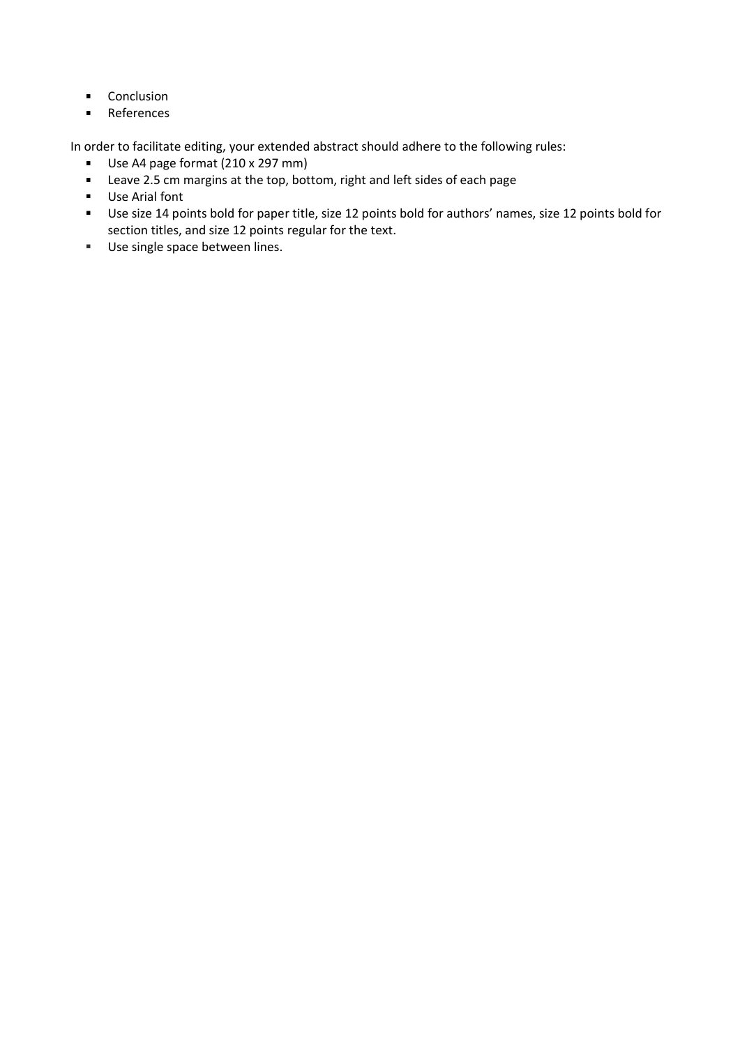- Conclusion
- References

In order to facilitate editing, your extended abstract should adhere to the following rules:

- Use A4 page format (210 x 297 mm)
- Leave 2.5 cm margins at the top, bottom, right and left sides of each page
- Use Arial font
- Use size 14 points bold for paper title, size 12 points bold for authors' names, size 12 points bold for section titles, and size 12 points regular for the text.
- Use single space between lines.